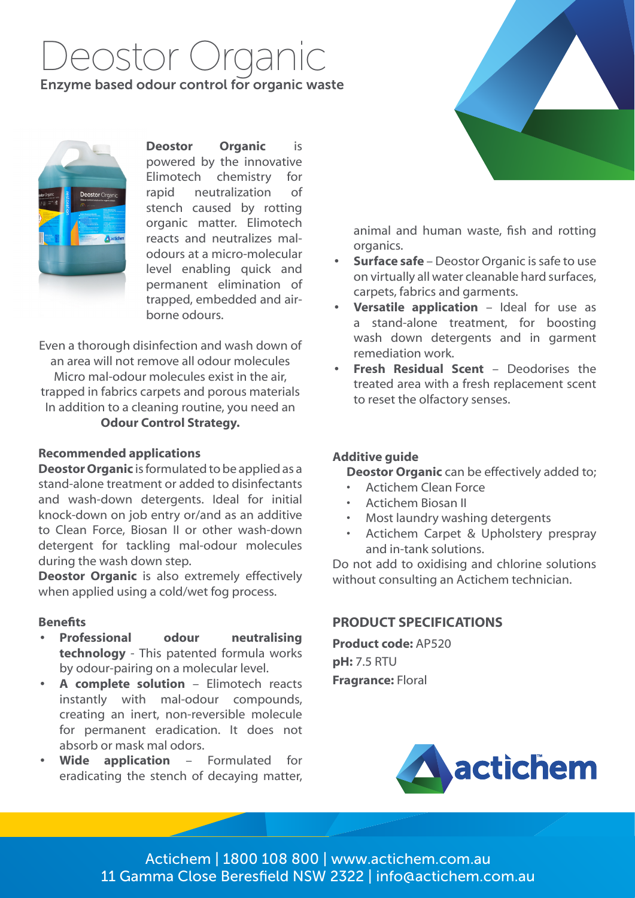# Deostor Organic

Enzyme based odour control for organic waste

**Deostor Organic** is powered by the innovative Elimotech chemistry for rapid neutralization of stench caused by rotting organic matter. Elimotech reacts and neutralizes mal-odours at a micro-molecular level enabling quick and permanent elimination of trapped, embedded and air-borne odours.

Even a thorough disinfection and wash down of an area will not remove all odour molecules Micro mal-odour molecules exist in the air, trapped in fabrics carpets and porous materials In addition to a cleaning routine, you need an **Odour Control Strategy.**

### Recommended applications

**Deostor Organic** is formulated to be applied as a stand-alone treatment or added to disinfectants and wash-down detergents. Ideal for initial knock-down on job entry or/and as an additive to Clean Force, Biosan II or other wash-down detergent for tackling mal-odour molecules during the wash down step.

**Deostor Organic** is also extremely effectively when applied using a cold/wet fog process.

### Benefits

- **Professional odour neutralising technology** - This patented formula works by odour-pairing on a molecular level.
- **A complete solution** – Elimotech reacts instantly with mal-odour compounds, creating an inert, non-reversible molecule for permanent eradication. It does not absorb or mask mal odors.
- **Wide application** – Formulated for eradicating the stench of decaying matter, animal and human waste, fish and rotting organics.
- **Surface safe** – Deostor Organic is safe to use on virtually all water cleanable hard surfaces, carpets, fabrics and garments.
- **Versatile application** – Ideal for use as a stand-alone treatment, for boosting wash down detergents and in garment remediation work.
- **Fresh Residual Scent** – Deodorises the treated area with a fresh replacement scent to reset the olfactory senses.

### Additive guide

**Deostor Organic** can be effectively added to;

- Actichem Clean Force
- Actichem Biosan II
- Most laundry washing detergents
- Actichem Carpet & Upholstery prespray and in-tank solutions.

Do not add to oxidising and chlorine solutions without consulting an Actichem technician.

### PRODUCT SPECIFICATIONS

**Product code:** AP520

**pH:** 7.5 RTU

**Fragrance:** Floral

Actichem | 1800 108 800 | www.actichem.com.au
11 Gamma Close Beresfield NSW 2322 | info@actichem.com.au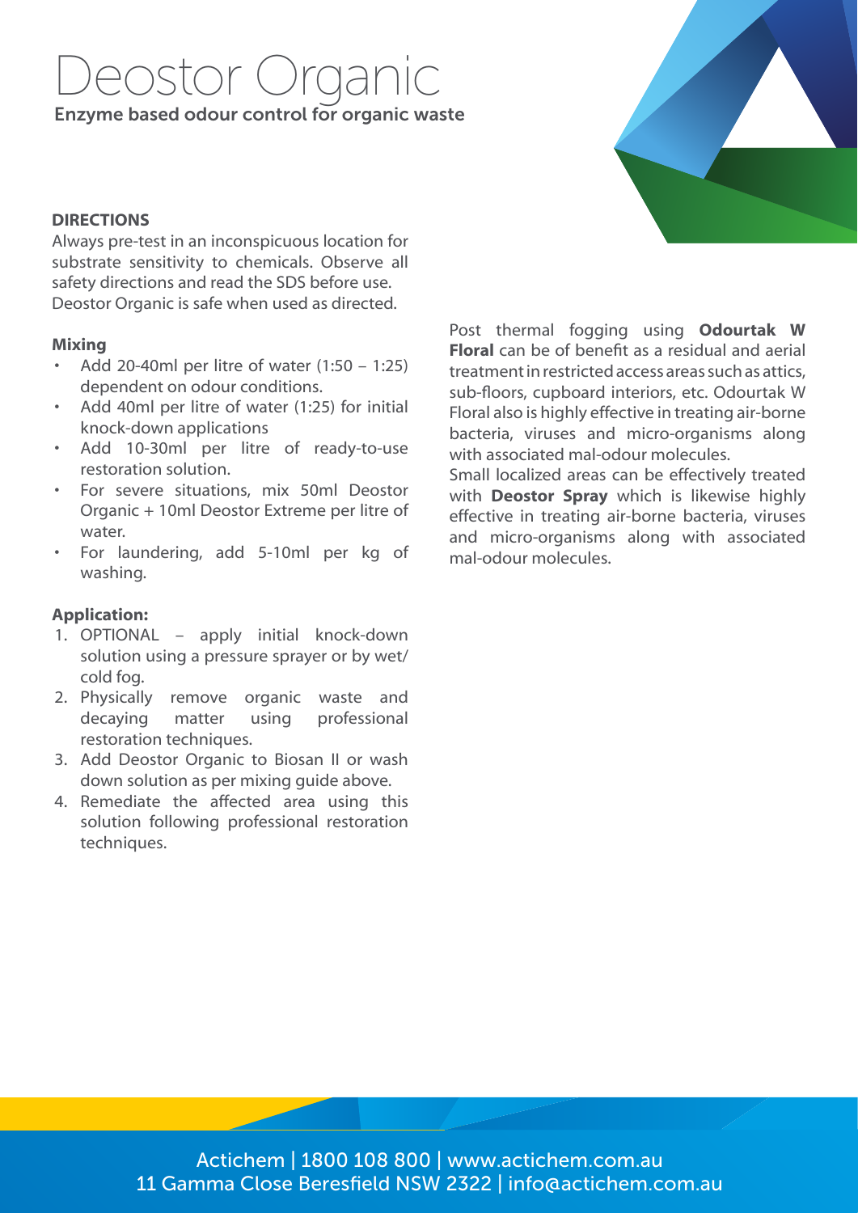# Deostor Organic

Enzyme based odour control for organic waste

**DIRECTIONS**

Always pre-test in an inconspicuous location for substrate sensitivity to chemicals. Observe all safety directions and read the SDS before use. Deostor Organic is safe when used as directed.

**Mixing**

- Add 20-40ml per litre of water (1:50 – 1:25) dependent on odour conditions.
- Add 40ml per litre of water (1:25) for initial knock-down applications
- Add 10-30ml per litre of ready-to-use restoration solution.
- For severe situations, mix 50ml Deostor Organic + 10ml Deostor Extreme per litre of water.
- For laundering, add 5-10ml per kg of washing.

**Application:**

1. OPTIONAL – apply initial knock-down solution using a pressure sprayer or by wet/cold fog.
2. Physically remove organic waste and decaying matter using professional restoration techniques.
3. Add Deostor Organic to Biosan II or wash down solution as per mixing guide above.
4. Remediate the affected area using this solution following professional restoration techniques.

Post thermal fogging using **Odourtak W Floral** can be of benefit as a residual and aerial treatment in restricted access areas such as attics, sub-floors, cupboard interiors, etc. Odourtak W Floral also is highly effective in treating air-borne bacteria, viruses and micro-organisms along with associated mal-odour molecules.

Small localized areas can be effectively treated with **Deostor Spray** which is likewise highly effective in treating air-borne bacteria, viruses and micro-organisms along with associated mal-odour molecules.

Actichem | 1800 108 800 | www.actichem.com.au
11 Gamma Close Beresfield NSW 2322 | info@actichem.com.au